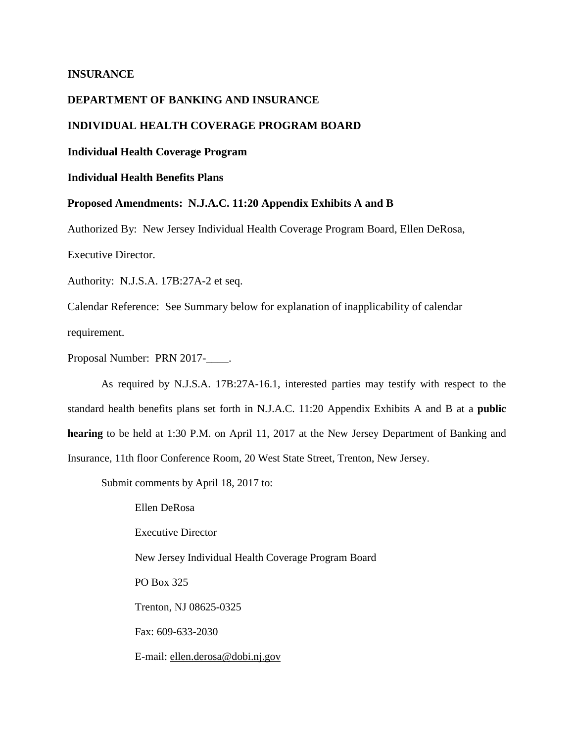**INSURANCE**

**DEPARTMENT OF BANKING AND INSURANCE**

**INDIVIDUAL HEALTH COVERAGE PROGRAM BOARD**

**Individual Health Coverage Program**

**Individual Health Benefits Plans**

**Proposed Amendments: N.J.A.C. 11:20 Appendix Exhibits A and B**

Authorized By: New Jersey Individual Health Coverage Program Board, Ellen DeRosa, Executive Director.

Authority: N.J.S.A. 17B:27A-2 et seq.

Calendar Reference: See Summary below for explanation of inapplicability of calendar requirement.

Proposal Number: PRN 2017-____.

As required by N.J.S.A. 17B:27A-16.1, interested parties may testify with respect to the standard health benefits plans set forth in N.J.A.C. 11:20 Appendix Exhibits A and B at a **public hearing** to be held at 1:30 P.M. on April 11, 2017 at the New Jersey Department of Banking and Insurance, 11th floor Conference Room, 20 West State Street, Trenton, New Jersey.

Submit comments by April 18, 2017 to:

Ellen DeRosa
Executive Director
New Jersey Individual Health Coverage Program Board
PO Box 325
Trenton, NJ 08625-0325
Fax: 609-633-2030
E-mail: ellen.derosa@dobi.nj.gov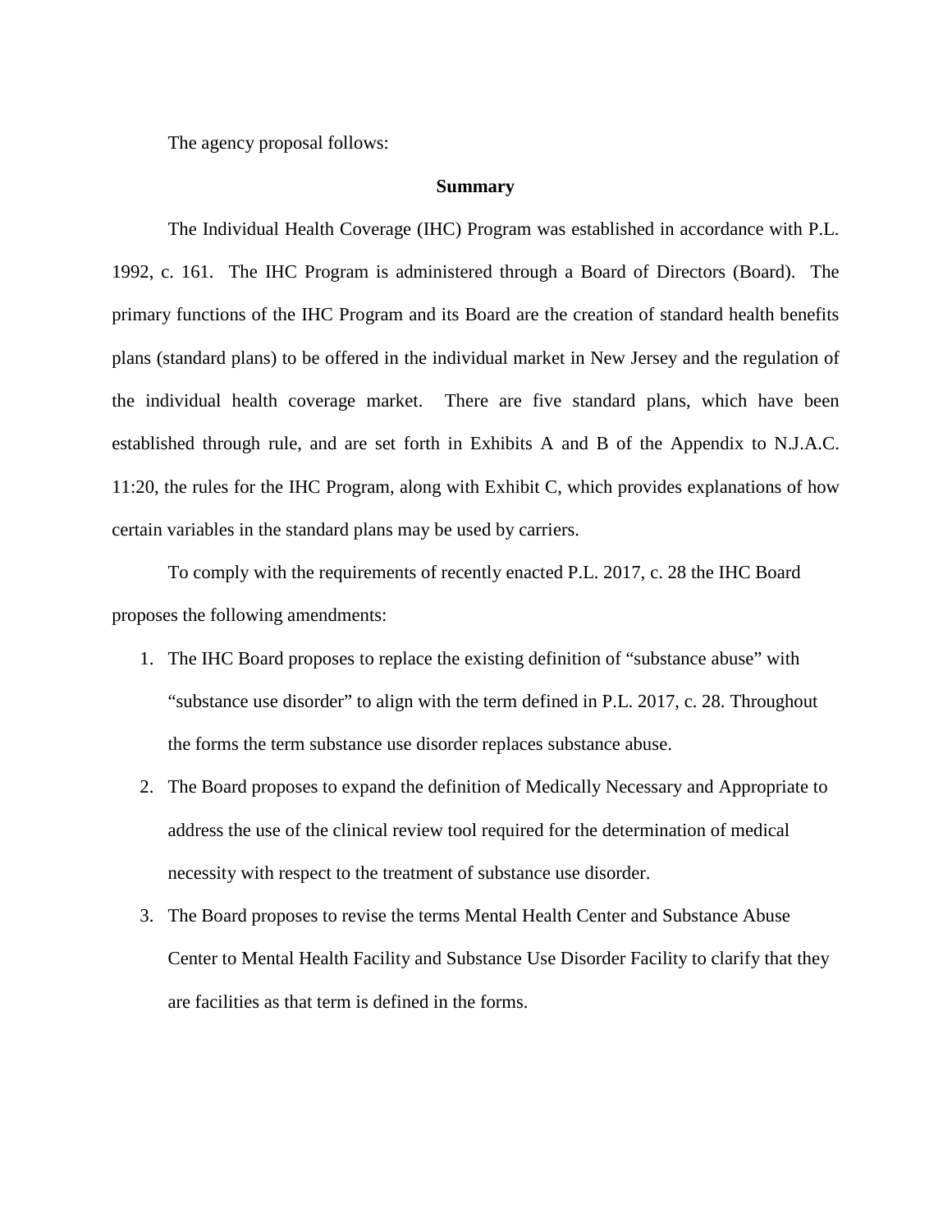The agency proposal follows:

**Summary**

The Individual Health Coverage (IHC) Program was established in accordance with P.L. 1992, c. 161. The IHC Program is administered through a Board of Directors (Board). The primary functions of the IHC Program and its Board are the creation of standard health benefits plans (standard plans) to be offered in the individual market in New Jersey and the regulation of the individual health coverage market. There are five standard plans, which have been established through rule, and are set forth in Exhibits A and B of the Appendix to N.J.A.C. 11:20, the rules for the IHC Program, along with Exhibit C, which provides explanations of how certain variables in the standard plans may be used by carriers.

To comply with the requirements of recently enacted P.L. 2017, c. 28 the IHC Board proposes the following amendments:

1. The IHC Board proposes to replace the existing definition of "substance abuse" with "substance use disorder" to align with the term defined in P.L. 2017, c. 28. Throughout the forms the term substance use disorder replaces substance abuse.
2. The Board proposes to expand the definition of Medically Necessary and Appropriate to address the use of the clinical review tool required for the determination of medical necessity with respect to the treatment of substance use disorder.
3. The Board proposes to revise the terms Mental Health Center and Substance Abuse Center to Mental Health Facility and Substance Use Disorder Facility to clarify that they are facilities as that term is defined in the forms.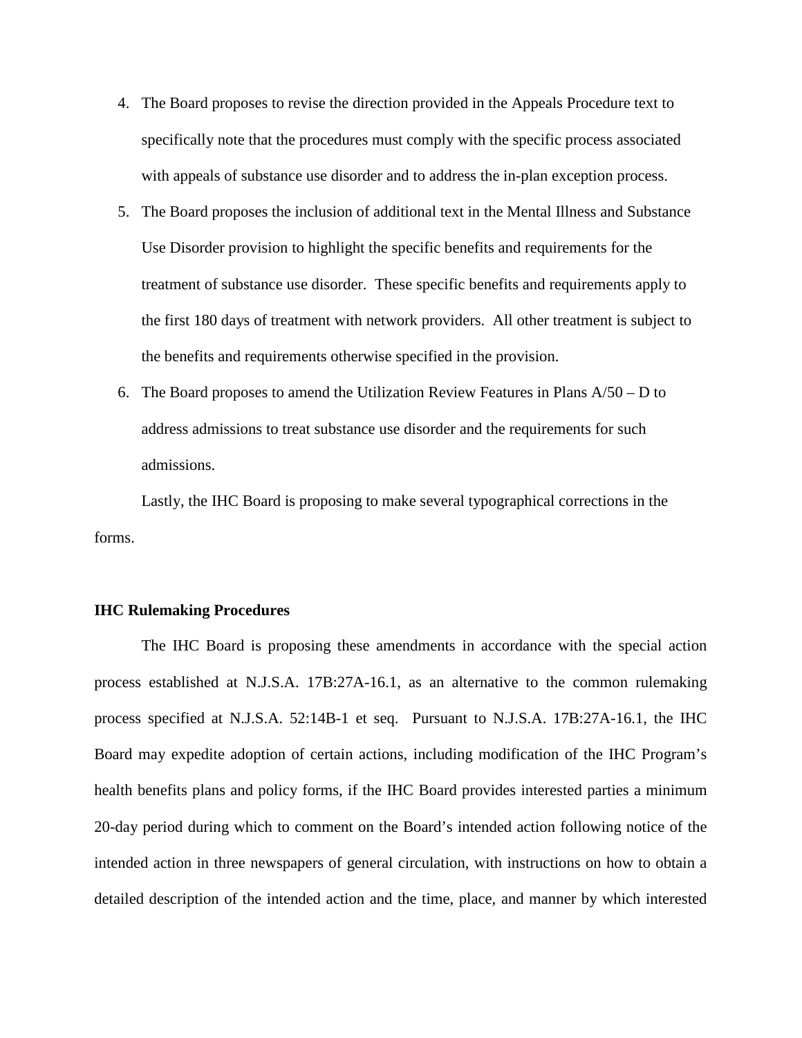4. The Board proposes to revise the direction provided in the Appeals Procedure text to specifically note that the procedures must comply with the specific process associated with appeals of substance use disorder and to address the in-plan exception process.
5. The Board proposes the inclusion of additional text in the Mental Illness and Substance Use Disorder provision to highlight the specific benefits and requirements for the treatment of substance use disorder. These specific benefits and requirements apply to the first 180 days of treatment with network providers. All other treatment is subject to the benefits and requirements otherwise specified in the provision.
6. The Board proposes to amend the Utilization Review Features in Plans A/50 – D to address admissions to treat substance use disorder and the requirements for such admissions.

Lastly, the IHC Board is proposing to make several typographical corrections in the forms.

**IHC Rulemaking Procedures**

The IHC Board is proposing these amendments in accordance with the special action process established at N.J.S.A. 17B:27A-16.1, as an alternative to the common rulemaking process specified at N.J.S.A. 52:14B-1 et seq. Pursuant to N.J.S.A. 17B:27A-16.1, the IHC Board may expedite adoption of certain actions, including modification of the IHC Program's health benefits plans and policy forms, if the IHC Board provides interested parties a minimum 20-day period during which to comment on the Board's intended action following notice of the intended action in three newspapers of general circulation, with instructions on how to obtain a detailed description of the intended action and the time, place, and manner by which interested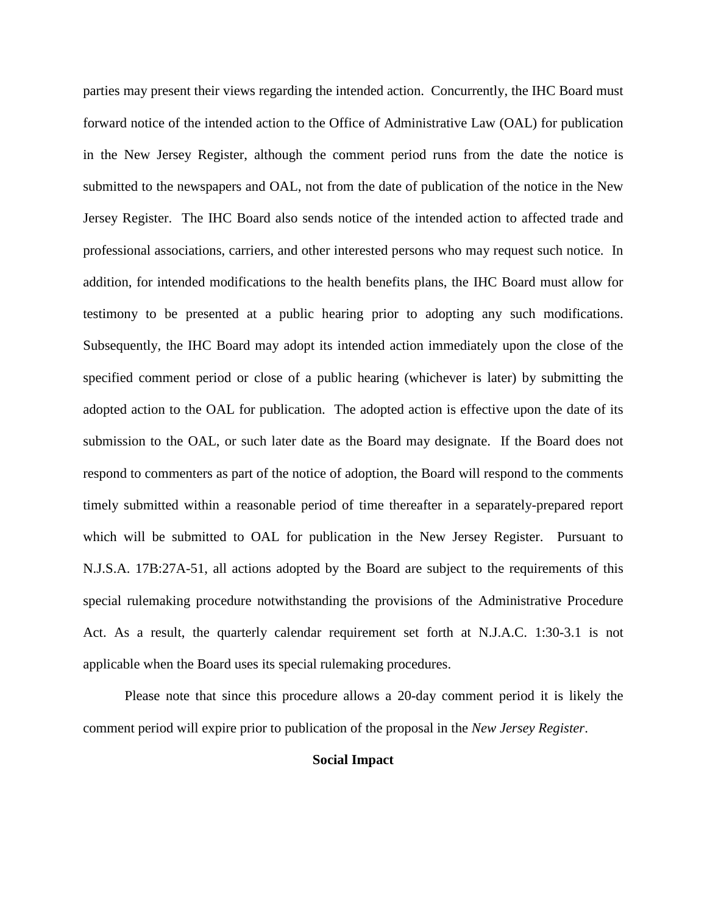parties may present their views regarding the intended action. Concurrently, the IHC Board must forward notice of the intended action to the Office of Administrative Law (OAL) for publication in the New Jersey Register, although the comment period runs from the date the notice is submitted to the newspapers and OAL, not from the date of publication of the notice in the New Jersey Register. The IHC Board also sends notice of the intended action to affected trade and professional associations, carriers, and other interested persons who may request such notice. In addition, for intended modifications to the health benefits plans, the IHC Board must allow for testimony to be presented at a public hearing prior to adopting any such modifications. Subsequently, the IHC Board may adopt its intended action immediately upon the close of the specified comment period or close of a public hearing (whichever is later) by submitting the adopted action to the OAL for publication. The adopted action is effective upon the date of its submission to the OAL, or such later date as the Board may designate. If the Board does not respond to commenters as part of the notice of adoption, the Board will respond to the comments timely submitted within a reasonable period of time thereafter in a separately-prepared report which will be submitted to OAL for publication in the New Jersey Register. Pursuant to N.J.S.A. 17B:27A-51, all actions adopted by the Board are subject to the requirements of this special rulemaking procedure notwithstanding the provisions of the Administrative Procedure Act. As a result, the quarterly calendar requirement set forth at N.J.A.C. 1:30-3.1 is not applicable when the Board uses its special rulemaking procedures.

Please note that since this procedure allows a 20-day comment period it is likely the comment period will expire prior to publication of the proposal in the *New Jersey Register*.

**Social Impact**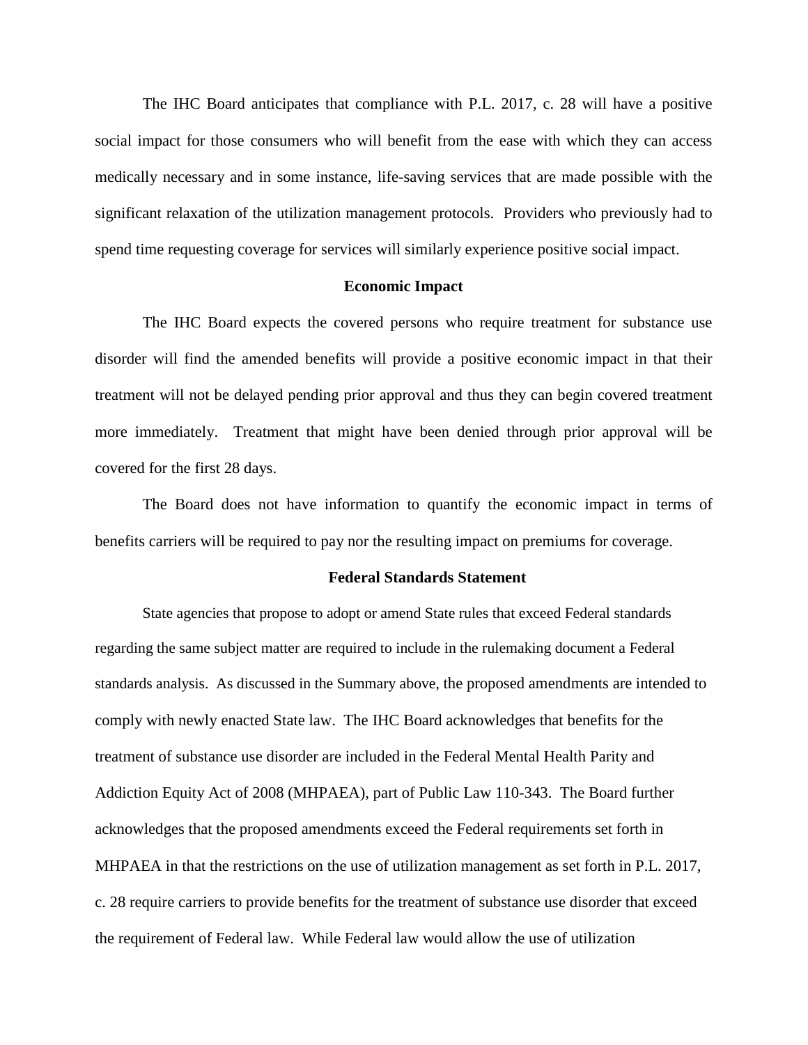The IHC Board anticipates that compliance with P.L. 2017, c. 28 will have a positive social impact for those consumers who will benefit from the ease with which they can access medically necessary and in some instance, life-saving services that are made possible with the significant relaxation of the utilization management protocols. Providers who previously had to spend time requesting coverage for services will similarly experience positive social impact.

### Economic Impact

The IHC Board expects the covered persons who require treatment for substance use disorder will find the amended benefits will provide a positive economic impact in that their treatment will not be delayed pending prior approval and thus they can begin covered treatment more immediately. Treatment that might have been denied through prior approval will be covered for the first 28 days.

The Board does not have information to quantify the economic impact in terms of benefits carriers will be required to pay nor the resulting impact on premiums for coverage.

### Federal Standards Statement

State agencies that propose to adopt or amend State rules that exceed Federal standards regarding the same subject matter are required to include in the rulemaking document a Federal standards analysis. As discussed in the Summary above, the proposed amendments are intended to comply with newly enacted State law. The IHC Board acknowledges that benefits for the treatment of substance use disorder are included in the Federal Mental Health Parity and Addiction Equity Act of 2008 (MHPAEA), part of Public Law 110-343. The Board further acknowledges that the proposed amendments exceed the Federal requirements set forth in MHPAEA in that the restrictions on the use of utilization management as set forth in P.L. 2017, c. 28 require carriers to provide benefits for the treatment of substance use disorder that exceed the requirement of Federal law. While Federal law would allow the use of utilization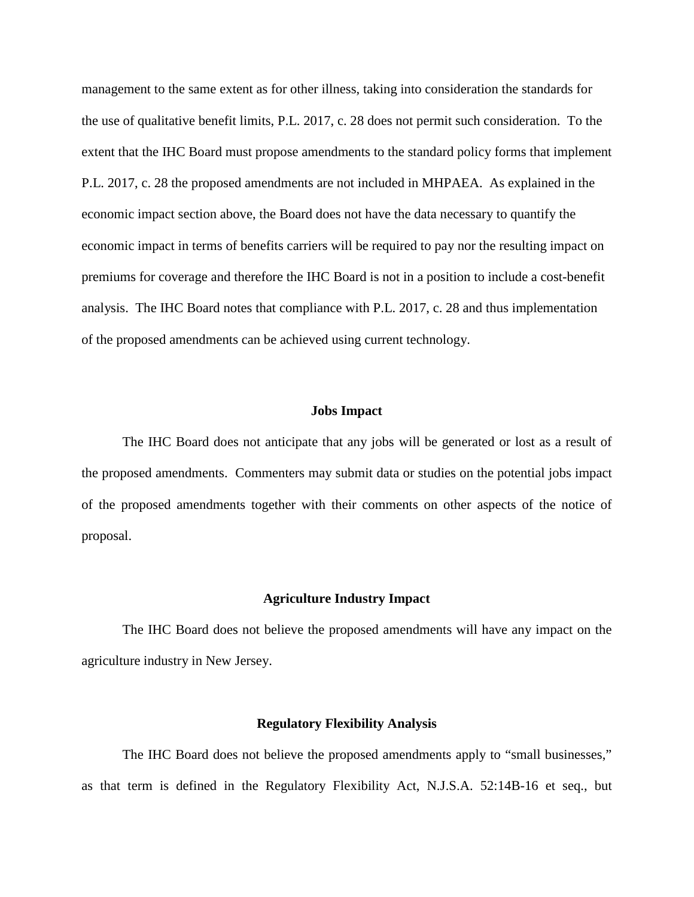management to the same extent as for other illness, taking into consideration the standards for the use of qualitative benefit limits, P.L. 2017, c. 28 does not permit such consideration. To the extent that the IHC Board must propose amendments to the standard policy forms that implement P.L. 2017, c. 28 the proposed amendments are not included in MHPAEA. As explained in the economic impact section above, the Board does not have the data necessary to quantify the economic impact in terms of benefits carriers will be required to pay nor the resulting impact on premiums for coverage and therefore the IHC Board is not in a position to include a cost-benefit analysis. The IHC Board notes that compliance with P.L. 2017, c. 28 and thus implementation of the proposed amendments can be achieved using current technology.

**Jobs Impact**

The IHC Board does not anticipate that any jobs will be generated or lost as a result of the proposed amendments. Commenters may submit data or studies on the potential jobs impact of the proposed amendments together with their comments on other aspects of the notice of proposal.

**Agriculture Industry Impact**

The IHC Board does not believe the proposed amendments will have any impact on the agriculture industry in New Jersey.

**Regulatory Flexibility Analysis**

The IHC Board does not believe the proposed amendments apply to "small businesses," as that term is defined in the Regulatory Flexibility Act, N.J.S.A. 52:14B-16 et seq., but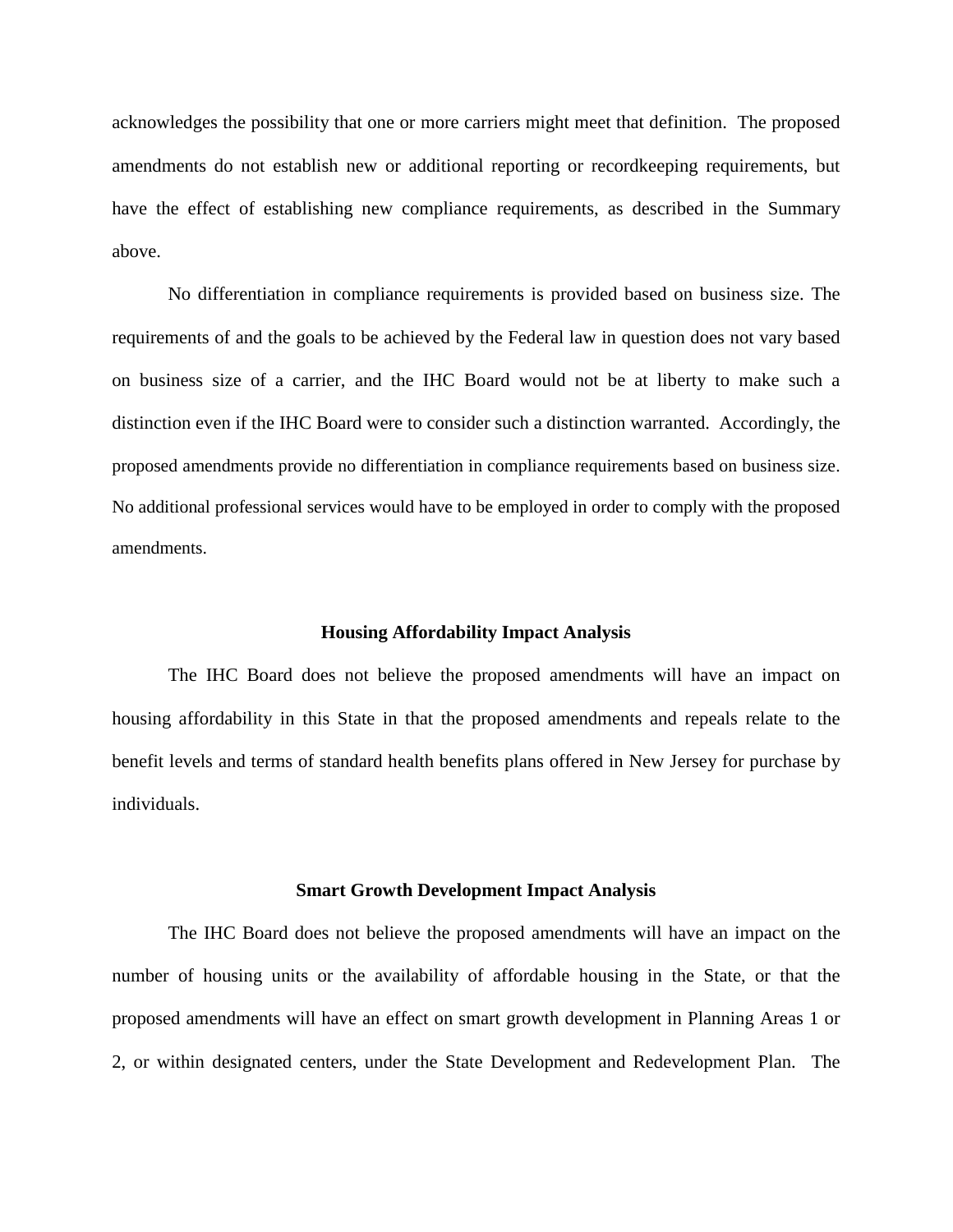acknowledges the possibility that one or more carriers might meet that definition. The proposed amendments do not establish new or additional reporting or recordkeeping requirements, but have the effect of establishing new compliance requirements, as described in the Summary above.

No differentiation in compliance requirements is provided based on business size. The requirements of and the goals to be achieved by the Federal law in question does not vary based on business size of a carrier, and the IHC Board would not be at liberty to make such a distinction even if the IHC Board were to consider such a distinction warranted. Accordingly, the proposed amendments provide no differentiation in compliance requirements based on business size. No additional professional services would have to be employed in order to comply with the proposed amendments.

## Housing Affordability Impact Analysis

The IHC Board does not believe the proposed amendments will have an impact on housing affordability in this State in that the proposed amendments and repeals relate to the benefit levels and terms of standard health benefits plans offered in New Jersey for purchase by individuals.

## Smart Growth Development Impact Analysis

The IHC Board does not believe the proposed amendments will have an impact on the number of housing units or the availability of affordable housing in the State, or that the proposed amendments will have an effect on smart growth development in Planning Areas 1 or 2, or within designated centers, under the State Development and Redevelopment Plan. The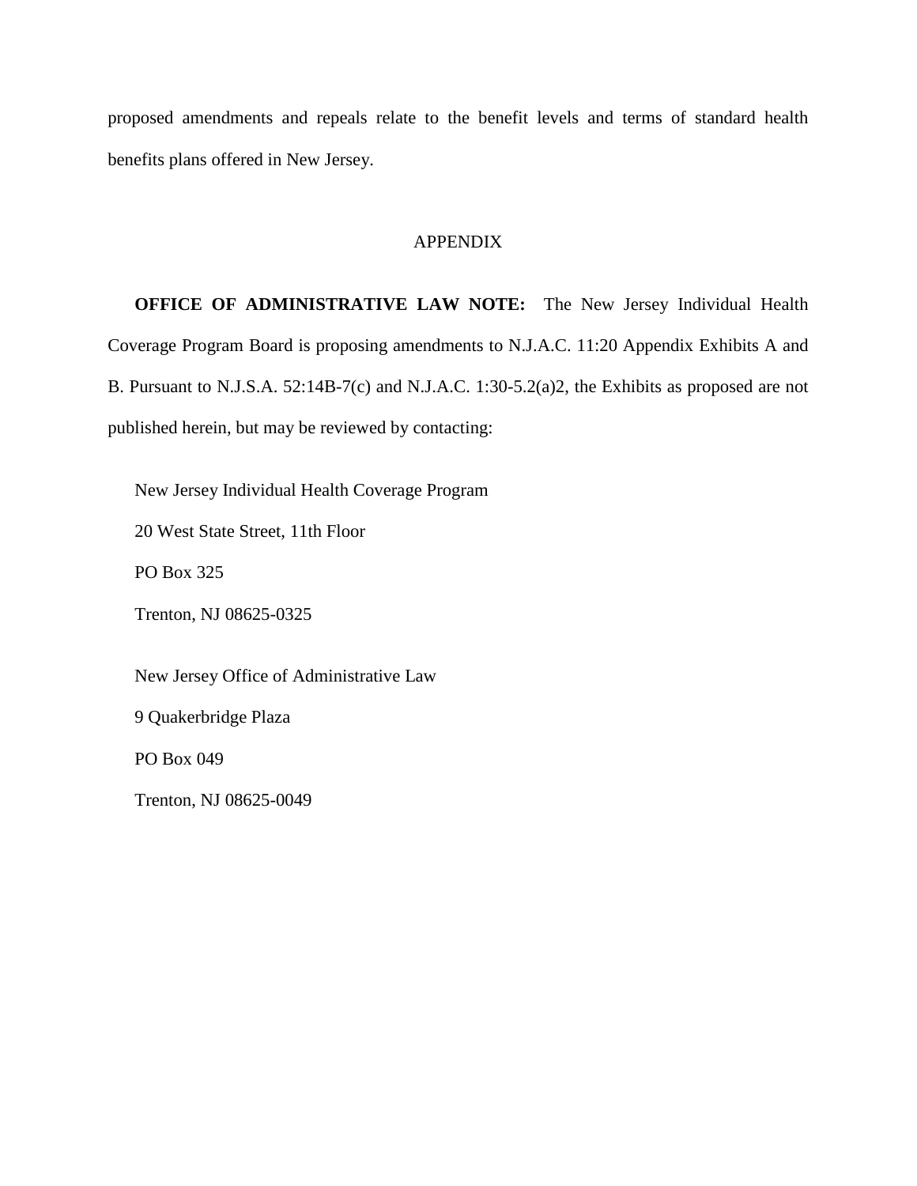proposed amendments and repeals relate to the benefit levels and terms of standard health benefits plans offered in New Jersey.

## APPENDIX

**OFFICE OF ADMINISTRATIVE LAW NOTE:** The New Jersey Individual Health Coverage Program Board is proposing amendments to N.J.A.C. 11:20 Appendix Exhibits A and B. Pursuant to N.J.S.A. 52:14B-7(c) and N.J.A.C. 1:30-5.2(a)2, the Exhibits as proposed are not published herein, but may be reviewed by contacting:

New Jersey Individual Health Coverage Program
20 West State Street, 11th Floor
PO Box 325
Trenton, NJ 08625-0325

New Jersey Office of Administrative Law
9 Quakerbridge Plaza
PO Box 049
Trenton, NJ 08625-0049